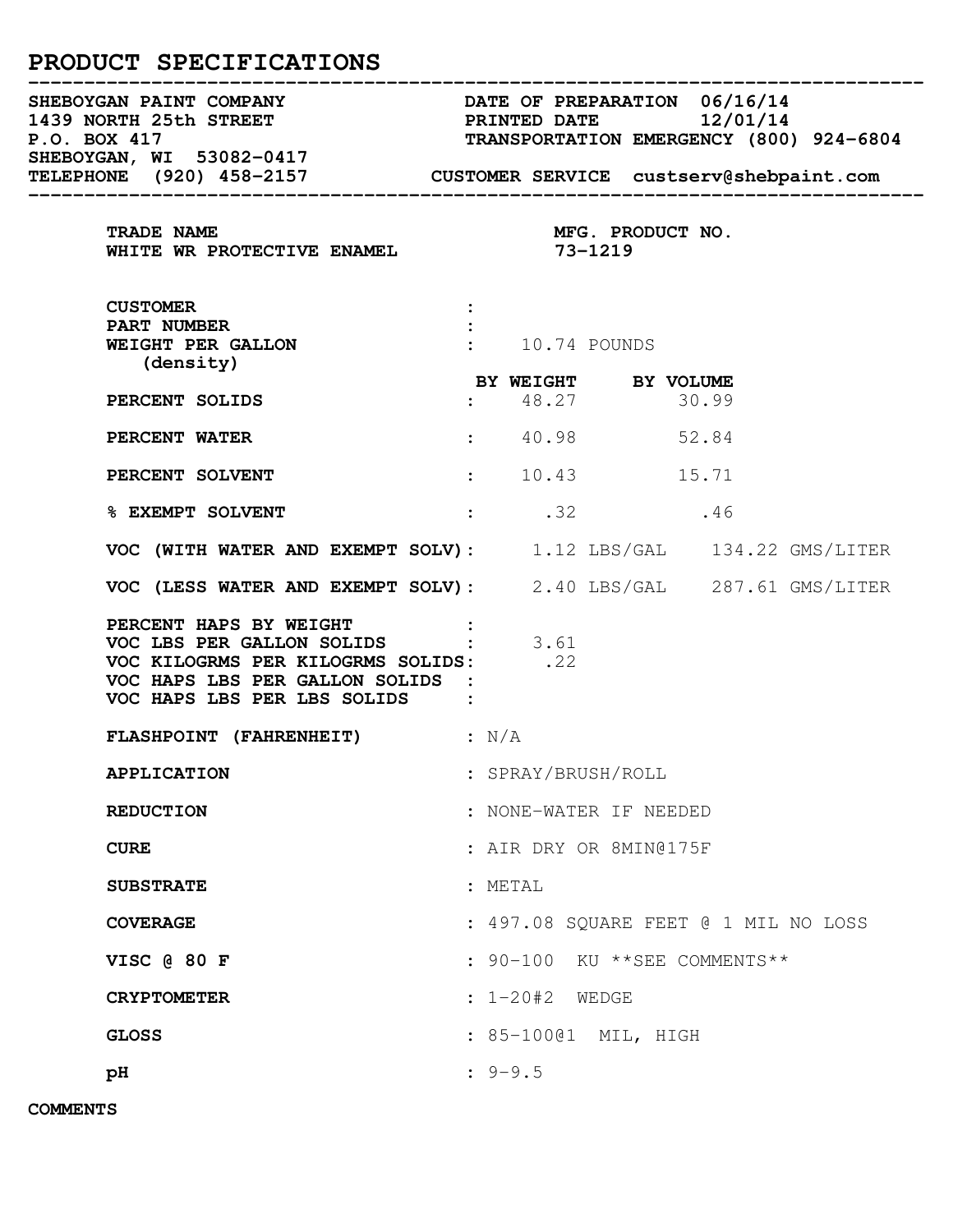# PRODUCT SPECIFICATIONS

SHEBOYGAN PAINT COMPANY
1439 NORTH 25th STREET
P.O. BOX 417
SHEBOYGAN, WI 53082-0417
TELEPHONE (920) 458-2157

DATE OF PREPARATION 06/16/14
PRINTED DATE 12/01/14
TRANSPORTATION EMERGENCY (800) 924-6804
CUSTOMER SERVICE custserv@shebpaint.com

| TRADE NAME | MFG. PRODUCT NO. |
|---|---|
| WHITE WR PROTECTIVE ENAMEL | 73-1219 |

| | | |
|---|---|---|
| **CUSTOMER** | : | |
| **PART NUMBER** | : | |
| **WEIGHT PER GALLON (density)** | : 10.74 POUNDS | |
| | **BY WEIGHT** | **BY VOLUME** |
| **PERCENT SOLIDS** | : 48.27 | 30.99 |
| **PERCENT WATER** | : 40.98 | 52.84 |
| **PERCENT SOLVENT** | : 10.43 | 15.71 |
| **% EXEMPT SOLVENT** | : .32 | .46 |
| **VOC (WITH WATER AND EXEMPT SOLV)** | : 1.12 LBS/GAL | 134.22 GMS/LITER |
| **VOC (LESS WATER AND EXEMPT SOLV)** | : 2.40 LBS/GAL | 287.61 GMS/LITER |
| **PERCENT HAPS BY WEIGHT** | : | |
| **VOC LBS PER GALLON SOLIDS** | : 3.61 | |
| **VOC KILOGRMS PER KILOGRMS SOLIDS** | : .22 | |
| **VOC HAPS LBS PER GALLON SOLIDS** | : | |
| **VOC HAPS LBS PER LBS SOLIDS** | : | |
| **FLASHPOINT (FAHRENHEIT)** | : N/A | |
| **APPLICATION** | : SPRAY/BRUSH/ROLL | |
| **REDUCTION** | : NONE-WATER IF NEEDED | |
| **CURE** | : AIR DRY OR 8MIN@175F | |
| **SUBSTRATE** | : METAL | |
| **COVERAGE** | : 497.08 SQUARE FEET @ 1 MIL NO LOSS | |
| **VISC @ 80 F** | : 90-100 KU **SEE COMMENTS** | |
| **CRYPTOMETER** | : 1-20#2 WEDGE | |
| **GLOSS** | : 85-100@1 MIL, HIGH | |
| **pH** | : 9-9.5 | |

**COMMENTS**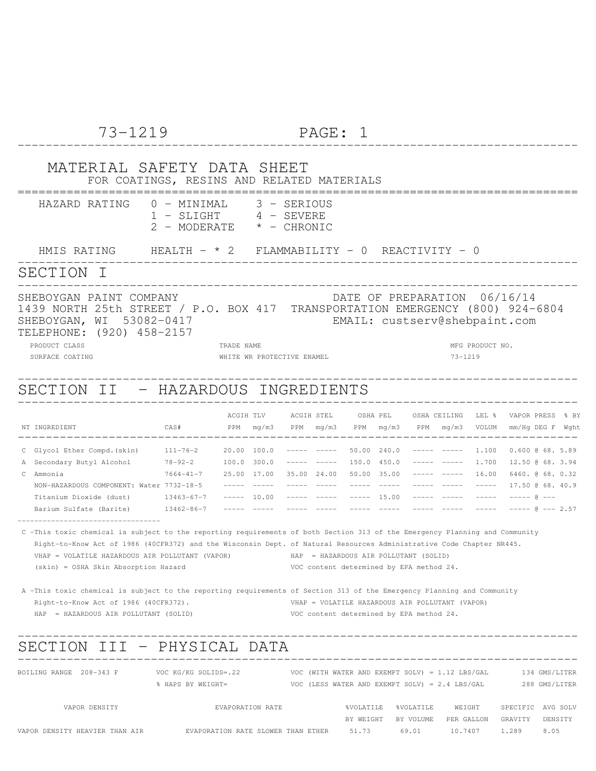73-1219 PAGE: 1

# MATERIAL SAFETY DATA SHEET

FOR COATINGS, RESINS AND RELATED MATERIALS

HAZARD RATING 0 - MINIMAL 3 - SERIOUS
1 - SLIGHT 4 - SEVERE
2 - MODERATE * - CHRONIC

HMIS RATING HEALTH - * 2 FLAMMABILITY - 0 REACTIVITY - 0

## SECTION I

SHEBOYGAN PAINT COMPANY
1439 NORTH 25th STREET / P.O. BOX 417
SHEBOYGAN, WI 53082-0417
TELEPHONE: (920) 458-2157

DATE OF PREPARATION 06/16/14
TRANSPORTATION EMERGENCY (800) 924-6804
EMAIL: custserv@shebpaint.com

| PRODUCT CLASS | TRADE NAME | MFG PRODUCT NO. |
|---|---|---|
| SURFACE COATING | WHITE WR PROTECTIVE ENAMEL | 73-1219 |

## SECTION II - HAZARDOUS INGREDIENTS

| NT | INGREDIENT | CAS# | ACGIH TLV PPM | ACGIH TLV mg/m3 | ACGIH STEL PPM | ACGIH STEL mg/m3 | OSHA PEL PPM | OSHA PEL mg/m3 | OSHA CEILING PPM | OSHA CEILING mg/m3 | LEL % VOLUM | VAPOR PRESS mm/Hg DEG F | % BY Wght |
|---|---|---|---|---|---|---|---|---|---|---|---|---|---|
| C | Glycol Ether Compd.(skin) | 111-76-2 | 20.00 | 100.0 | ----- | ----- | 50.00 | 240.0 | ----- | ----- | 1.100 | 0.600 @ 68. | 5.89 |
| A | Secondary Butyl Alcohol | 78-92-2 | 100.0 | 300.0 | ----- | ----- | 150.0 | 450.0 | ----- | ----- | 1.700 | 12.50 @ 68. | 3.94 |
| C | Ammonia | 7664-41-7 | 25.00 | 17.00 | 35.00 | 24.00 | 50.00 | 35.00 | ----- | ----- | 16.00 | 6460. @ 68. | 0.32 |
| | NON-HAZARDOUS COMPONENT: Water | 7732-18-5 | ----- | ----- | ----- | ----- | ----- | ----- | ----- | ----- | ----- | 17.50 @ 68. | 40.9 |
| | Titanium Dioxide (dust) | 13463-67-7 | ----- | 10.00 | ----- | ----- | ----- | 15.00 | ----- | ----- | ----- | ----- @ --- | |
| | Barium Sulfate (Barite) | 13462-86-7 | ----- | ----- | ----- | ----- | ----- | ----- | ----- | ----- | ----- | ----- @ --- | 2.57 |

C -This toxic chemical is subject to the reporting requirements of both Section 313 of the Emergency Planning and Community Right-to-Know Act of 1986 (40CFR372) and the Wisconsin Dept. of Natural Resources Administrative Code Chapter NR445.
VHAP = VOLATILE HAZARDOUS AIR POLLUTANT (VAPOR)
HAP = HAZARDOUS AIR POLLUTANT (SOLID)
(skin) = OSHA Skin Absorption Hazard
VOC content determined by EPA method 24.

A -This toxic chemical is subject to the reporting requirements of Section 313 of the Emergency Planning and Community Right-to-Know Act of 1986 (40CFR372).
VHAP = VOLATILE HAZARDOUS AIR POLLUTANT (VAPOR)
HAP = HAZARDOUS AIR POLLUTANT (SOLID)
VOC content determined by EPA method 24.

## SECTION III - PHYSICAL DATA

BOILING RANGE 208-343 F
VOC KG/KG SOLIDS=.22
% HAPS BY WEIGHT=
VOC (WITH WATER AND EXEMPT SOLV) = 1.12 LBS/GAL 134 GMS/LITER
VOC (LESS WATER AND EXEMPT SOLV) = 2.4 LBS/GAL 288 GMS/LITER

| VAPOR DENSITY | EVAPORATION RATE | %VOLATILE BY WEIGHT | %VOLATILE BY VOLUME | WEIGHT PER GALLON | SPECIFIC GRAVITY | AVG SOLV DENSITY |
|---|---|---|---|---|---|---|
| VAPOR DENSITY HEAVIER THAN AIR | EVAPORATION RATE SLOWER THAN ETHER | 51.73 | 69.01 | 10.7407 | 1.289 | 8.05 |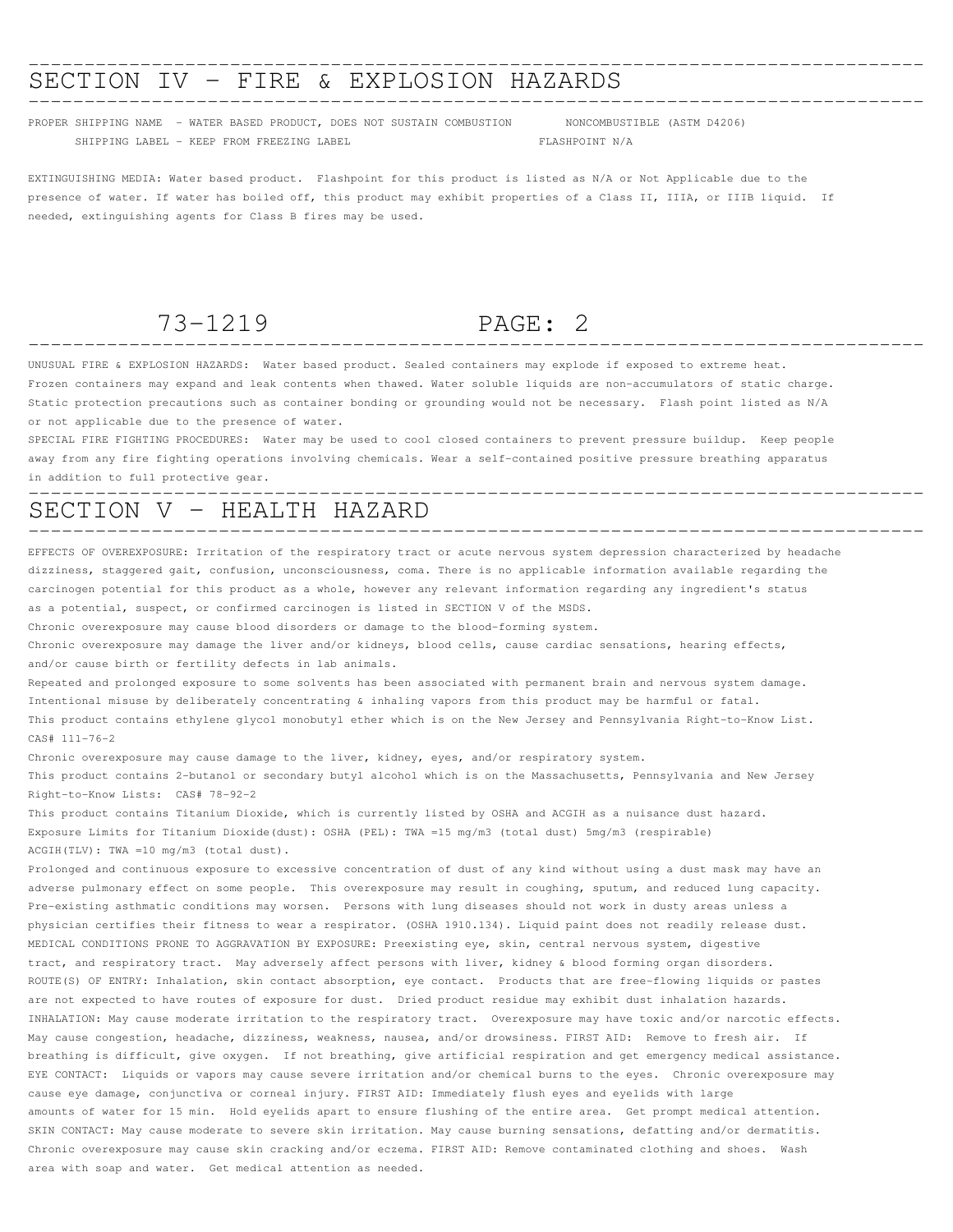## SECTION IV - FIRE & EXPLOSION HAZARDS

PROPER SHIPPING NAME - WATER BASED PRODUCT, DOES NOT SUSTAIN COMBUSTION NONCOMBUSTIBLE (ASTM D4206)
SHIPPING LABEL - KEEP FROM FREEZING LABEL FLASHPOINT N/A

EXTINGUISHING MEDIA: Water based product. Flashpoint for this product is listed as N/A or Not Applicable due to the presence of water. If water has boiled off, this product may exhibit properties of a Class II, IIIA, or IIIB liquid. If needed, extinguishing agents for Class B fires may be used.

73-1219

UNUSUAL FIRE & EXPLOSION HAZARDS: Water based product. Sealed containers may explode if exposed to extreme heat. Frozen containers may expand and leak contents when thawed. Water soluble liquids are non-accumulators of static charge. Static protection precautions such as container bonding or grounding would not be necessary. Flash point listed as N/A or not applicable due to the presence of water.
SPECIAL FIRE FIGHTING PROCEDURES: Water may be used to cool closed containers to prevent pressure buildup. Keep people away from any fire fighting operations involving chemicals. Wear a self-contained positive pressure breathing apparatus in addition to full protective gear.

## SECTION V - HEALTH HAZARD

EFFECTS OF OVEREXPOSURE: Irritation of the respiratory tract or acute nervous system depression characterized by headache dizziness, staggered gait, confusion, unconsciousness, coma. There is no applicable information available regarding the carcinogen potential for this product as a whole, however any relevant information regarding any ingredient's status as a potential, suspect, or confirmed carcinogen is listed in SECTION V of the MSDS.
Chronic overexposure may cause blood disorders or damage to the blood-forming system.
Chronic overexposure may damage the liver and/or kidneys, blood cells, cause cardiac sensations, hearing effects, and/or cause birth or fertility defects in lab animals.
Repeated and prolonged exposure to some solvents has been associated with permanent brain and nervous system damage.
Intentional misuse by deliberately concentrating & inhaling vapors from this product may be harmful or fatal.
This product contains ethylene glycol monobutyl ether which is on the New Jersey and Pennsylvania Right-to-Know List.
CAS# 111-76-2
Chronic overexposure may cause damage to the liver, kidney, eyes, and/or respiratory system.
This product contains 2-butanol or secondary butyl alcohol which is on the Massachusetts, Pennsylvania and New Jersey Right-to-Know Lists: CAS# 78-92-2
This product contains Titanium Dioxide, which is currently listed by OSHA and ACGIH as a nuisance dust hazard.
Exposure Limits for Titanium Dioxide(dust): OSHA (PEL): TWA =15 mg/m3 (total dust) 5mg/m3 (respirable)
ACGIH(TLV): TWA =10 mg/m3 (total dust).
Prolonged and continuous exposure to excessive concentration of dust of any kind without using a dust mask may have an adverse pulmonary effect on some people. This overexposure may result in coughing, sputum, and reduced lung capacity. Pre-existing asthmatic conditions may worsen. Persons with lung diseases should not work in dusty areas unless a physician certifies their fitness to wear a respirator. (OSHA 1910.134). Liquid paint does not readily release dust.
MEDICAL CONDITIONS PRONE TO AGGRAVATION BY EXPOSURE: Preexisting eye, skin, central nervous system, digestive tract, and respiratory tract. May adversely affect persons with liver, kidney & blood forming organ disorders.
ROUTE(S) OF ENTRY: Inhalation, skin contact absorption, eye contact. Products that are free-flowing liquids or pastes are not expected to have routes of exposure for dust. Dried product residue may exhibit dust inhalation hazards.
INHALATION: May cause moderate irritation to the respiratory tract. Overexposure may have toxic and/or narcotic effects. May cause congestion, headache, dizziness, weakness, nausea, and/or drowsiness. FIRST AID: Remove to fresh air. If breathing is difficult, give oxygen. If not breathing, give artificial respiration and get emergency medical assistance.
EYE CONTACT: Liquids or vapors may cause severe irritation and/or chemical burns to the eyes. Chronic overexposure may cause eye damage, conjunctiva or corneal injury. FIRST AID: Immediately flush eyes and eyelids with large amounts of water for 15 min. Hold eyelids apart to ensure flushing of the entire area. Get prompt medical attention.
SKIN CONTACT: May cause moderate to severe skin irritation. May cause burning sensations, defatting and/or dermatitis. Chronic overexposure may cause skin cracking and/or eczema. FIRST AID: Remove contaminated clothing and shoes. Wash area with soap and water. Get medical attention as needed.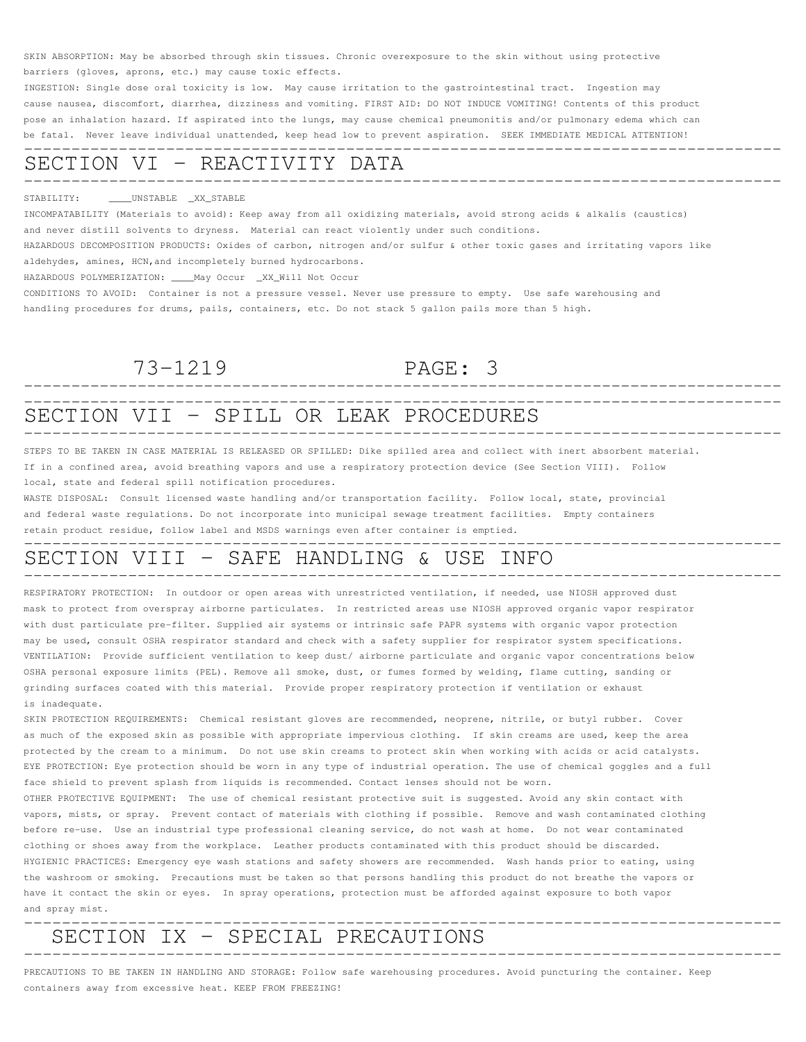SKIN ABSORPTION: May be absorbed through skin tissues. Chronic overexposure to the skin without using protective barriers (gloves, aprons, etc.) may cause toxic effects.
INGESTION: Single dose oral toxicity is low. May cause irritation to the gastrointestinal tract. Ingestion may cause nausea, discomfort, diarrhea, dizziness and vomiting. FIRST AID: DO NOT INDUCE VOMITING! Contents of this product pose an inhalation hazard. If aspirated into the lungs, may cause chemical pneumonitis and/or pulmonary edema which can be fatal. Never leave individual unattended, keep head low to prevent aspiration. SEEK IMMEDIATE MEDICAL ATTENTION!

## SECTION VI - REACTIVITY DATA

STABILITY: ____UNSTABLE _XX_STABLE
INCOMPATABILITY (Materials to avoid): Keep away from all oxidizing materials, avoid strong acids & alkalis (caustics) and never distill solvents to dryness. Material can react violently under such conditions.
HAZARDOUS DECOMPOSITION PRODUCTS: Oxides of carbon, nitrogen and/or sulfur & other toxic gases and irritating vapors like aldehydes, amines, HCN,and incompletely burned hydrocarbons.
HAZARDOUS POLYMERIZATION: ____May Occur _XX_Will Not Occur
CONDITIONS TO AVOID: Container is not a pressure vessel. Never use pressure to empty. Use safe warehousing and handling procedures for drums, pails, containers, etc. Do not stack 5 gallon pails more than 5 high.

## SECTION VII - SPILL OR LEAK PROCEDURES

STEPS TO BE TAKEN IN CASE MATERIAL IS RELEASED OR SPILLED: Dike spilled area and collect with inert absorbent material. If in a confined area, avoid breathing vapors and use a respiratory protection device (See Section VIII). Follow local, state and federal spill notification procedures.
WASTE DISPOSAL: Consult licensed waste handling and/or transportation facility. Follow local, state, provincial and federal waste regulations. Do not incorporate into municipal sewage treatment facilities. Empty containers retain product residue, follow label and MSDS warnings even after container is emptied.

## SECTION VIII - SAFE HANDLING & USE INFO

RESPIRATORY PROTECTION: In outdoor or open areas with unrestricted ventilation, if needed, use NIOSH approved dust mask to protect from overspray airborne particulates. In restricted areas use NIOSH approved organic vapor respirator with dust particulate pre-filter. Supplied air systems or intrinsic safe PAPR systems with organic vapor protection may be used, consult OSHA respirator standard and check with a safety supplier for respirator system specifications.
VENTILATION: Provide sufficient ventilation to keep dust/ airborne particulate and organic vapor concentrations below OSHA personal exposure limits (PEL). Remove all smoke, dust, or fumes formed by welding, flame cutting, sanding or grinding surfaces coated with this material. Provide proper respiratory protection if ventilation or exhaust is inadequate.
SKIN PROTECTION REQUIREMENTS: Chemical resistant gloves are recommended, neoprene, nitrile, or butyl rubber. Cover as much of the exposed skin as possible with appropriate impervious clothing. If skin creams are used, keep the area protected by the cream to a minimum. Do not use skin creams to protect skin when working with acids or acid catalysts.
EYE PROTECTION: Eye protection should be worn in any type of industrial operation. The use of chemical goggles and a full face shield to prevent splash from liquids is recommended. Contact lenses should not be worn.
OTHER PROTECTIVE EQUIPMENT: The use of chemical resistant protective suit is suggested. Avoid any skin contact with vapors, mists, or spray. Prevent contact of materials with clothing if possible. Remove and wash contaminated clothing before re-use. Use an industrial type professional cleaning service, do not wash at home. Do not wear contaminated clothing or shoes away from the workplace. Leather products contaminated with this product should be discarded.
HYGIENIC PRACTICES: Emergency eye wash stations and safety showers are recommended. Wash hands prior to eating, using the washroom or smoking. Precautions must be taken so that persons handling this product do not breathe the vapors or have it contact the skin or eyes. In spray operations, protection must be afforded against exposure to both vapor and spray mist.

## SECTION IX - SPECIAL PRECAUTIONS

PRECAUTIONS TO BE TAKEN IN HANDLING AND STORAGE: Follow safe warehousing procedures. Avoid puncturing the container. Keep containers away from excessive heat. KEEP FROM FREEZING!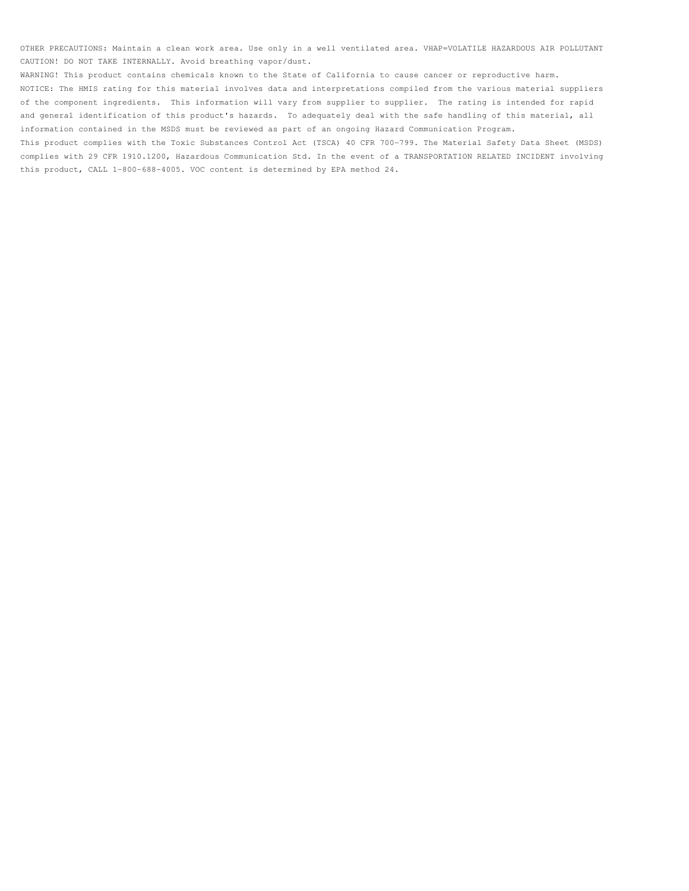OTHER PRECAUTIONS: Maintain a clean work area. Use only in a well ventilated area. VHAP=VOLATILE HAZARDOUS AIR POLLUTANT
CAUTION! DO NOT TAKE INTERNALLY. Avoid breathing vapor/dust.

WARNING! This product contains chemicals known to the State of California to cause cancer or reproductive harm.

NOTICE: The HMIS rating for this material involves data and interpretations compiled from the various material suppliers of the component ingredients. This information will vary from supplier to supplier. The rating is intended for rapid and general identification of this product's hazards. To adequately deal with the safe handling of this material, all information contained in the MSDS must be reviewed as part of an ongoing Hazard Communication Program.

This product complies with the Toxic Substances Control Act (TSCA) 40 CFR 700-799. The Material Safety Data Sheet (MSDS) complies with 29 CFR 1910.1200, Hazardous Communication Std. In the event of a TRANSPORTATION RELATED INCIDENT involving this product, CALL 1-800-688-4005. VOC content is determined by EPA method 24.